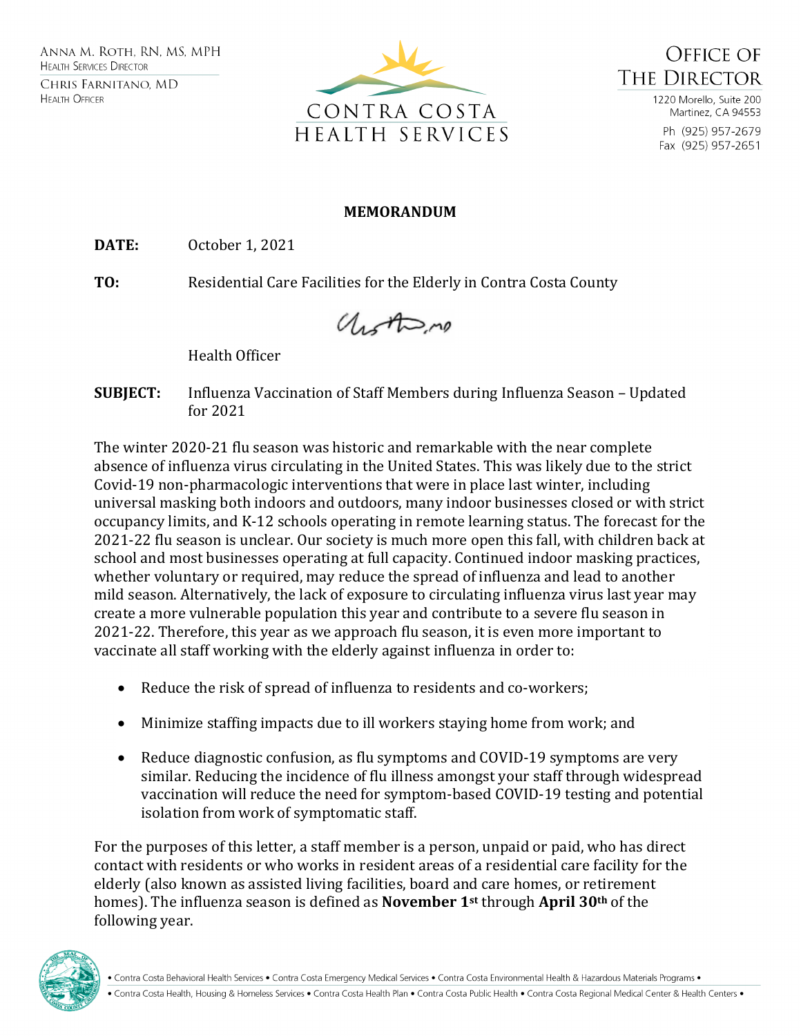ANNA M. ROTH, RN, MS, MPH
HEALTH SERVICES DIRECTOR

CHRIS FARNITANO, MD
HEALTH OFFICER

CONTRA COSTA HEALTH SERVICES

OFFICE OF THE DIRECTOR

1220 Morello, Suite 200
Martinez, CA 94553

Ph (925) 957-2679
Fax (925) 957-2651

**MEMORANDUM**

**DATE:** October 1, 2021

**TO:** Residential Care Facilities for the Elderly in Contra Costa County

Health Officer

**SUBJECT:** Influenza Vaccination of Staff Members during Influenza Season – Updated for 2021

The winter 2020-21 flu season was historic and remarkable with the near complete absence of influenza virus circulating in the United States. This was likely due to the strict Covid-19 non-pharmacologic interventions that were in place last winter, including universal masking both indoors and outdoors, many indoor businesses closed or with strict occupancy limits, and K-12 schools operating in remote learning status. The forecast for the 2021-22 flu season is unclear. Our society is much more open this fall, with children back at school and most businesses operating at full capacity. Continued indoor masking practices, whether voluntary or required, may reduce the spread of influenza and lead to another mild season. Alternatively, the lack of exposure to circulating influenza virus last year may create a more vulnerable population this year and contribute to a severe flu season in 2021-22. Therefore, this year as we approach flu season, it is even more important to vaccinate all staff working with the elderly against influenza in order to:

- Reduce the risk of spread of influenza to residents and co-workers;
- Minimize staffing impacts due to ill workers staying home from work; and
- Reduce diagnostic confusion, as flu symptoms and COVID-19 symptoms are very similar. Reducing the incidence of flu illness amongst your staff through widespread vaccination will reduce the need for symptom-based COVID-19 testing and potential isolation from work of symptomatic staff.

For the purposes of this letter, a staff member is a person, unpaid or paid, who has direct contact with residents or who works in resident areas of a residential care facility for the elderly (also known as assisted living facilities, board and care homes, or retirement homes). The influenza season is defined as **November 1st** through **April 30th** of the following year.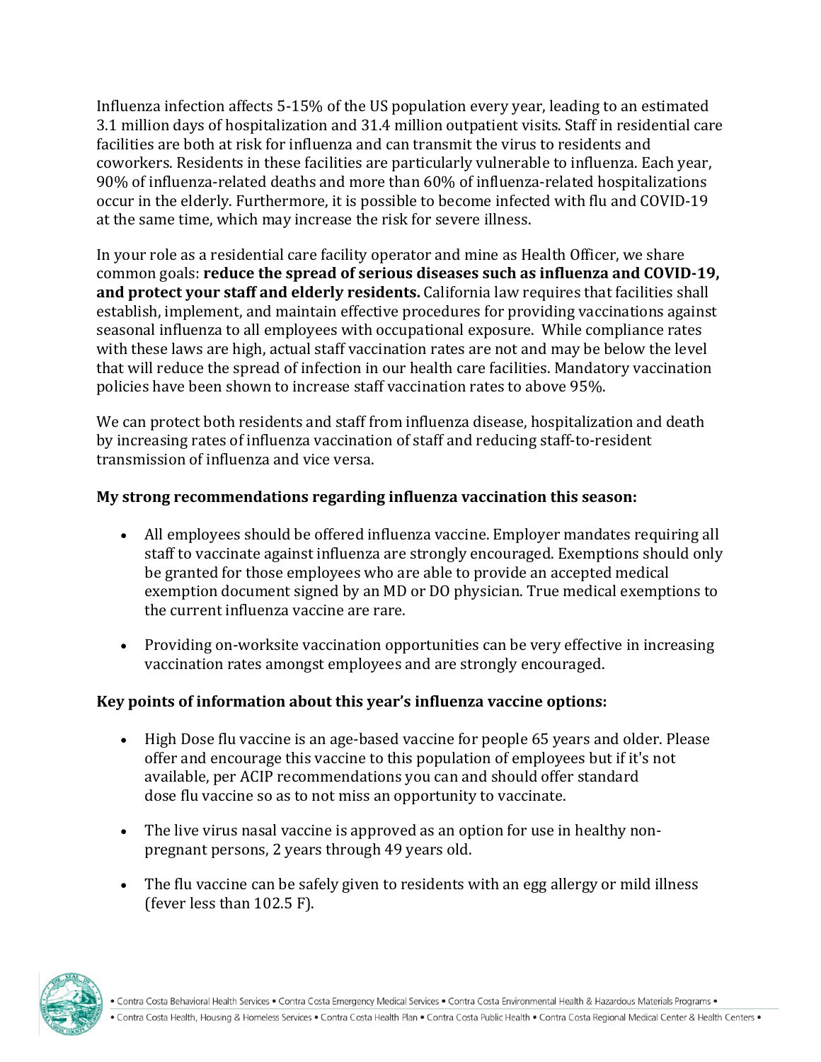Influenza infection affects 5-15% of the US population every year, leading to an estimated 3.1 million days of hospitalization and 31.4 million outpatient visits. Staff in residential care facilities are both at risk for influenza and can transmit the virus to residents and coworkers. Residents in these facilities are particularly vulnerable to influenza. Each year, 90% of influenza-related deaths and more than 60% of influenza-related hospitalizations occur in the elderly. Furthermore, it is possible to become infected with flu and COVID-19 at the same time, which may increase the risk for severe illness.

In your role as a residential care facility operator and mine as Health Officer, we share common goals: **reduce the spread of serious diseases such as influenza and COVID-19, and protect your staff and elderly residents.** California law requires that facilities shall establish, implement, and maintain effective procedures for providing vaccinations against seasonal influenza to all employees with occupational exposure. While compliance rates with these laws are high, actual staff vaccination rates are not and may be below the level that will reduce the spread of infection in our health care facilities. Mandatory vaccination policies have been shown to increase staff vaccination rates to above 95%.

We can protect both residents and staff from influenza disease, hospitalization and death by increasing rates of influenza vaccination of staff and reducing staff-to-resident transmission of influenza and vice versa.

**My strong recommendations regarding influenza vaccination this season:**

- All employees should be offered influenza vaccine. Employer mandates requiring all staff to vaccinate against influenza are strongly encouraged. Exemptions should only be granted for those employees who are able to provide an accepted medical exemption document signed by an MD or DO physician. True medical exemptions to the current influenza vaccine are rare.

- Providing on-worksite vaccination opportunities can be very effective in increasing vaccination rates amongst employees and are strongly encouraged.

**Key points of information about this year's influenza vaccine options:**

- High Dose flu vaccine is an age-based vaccine for people 65 years and older. Please offer and encourage this vaccine to this population of employees but if it's not available, per ACIP recommendations you can and should offer standard dose flu vaccine so as to not miss an opportunity to vaccinate.

- The live virus nasal vaccine is approved as an option for use in healthy non-pregnant persons, 2 years through 49 years old.

- The flu vaccine can be safely given to residents with an egg allergy or mild illness (fever less than 102.5 F).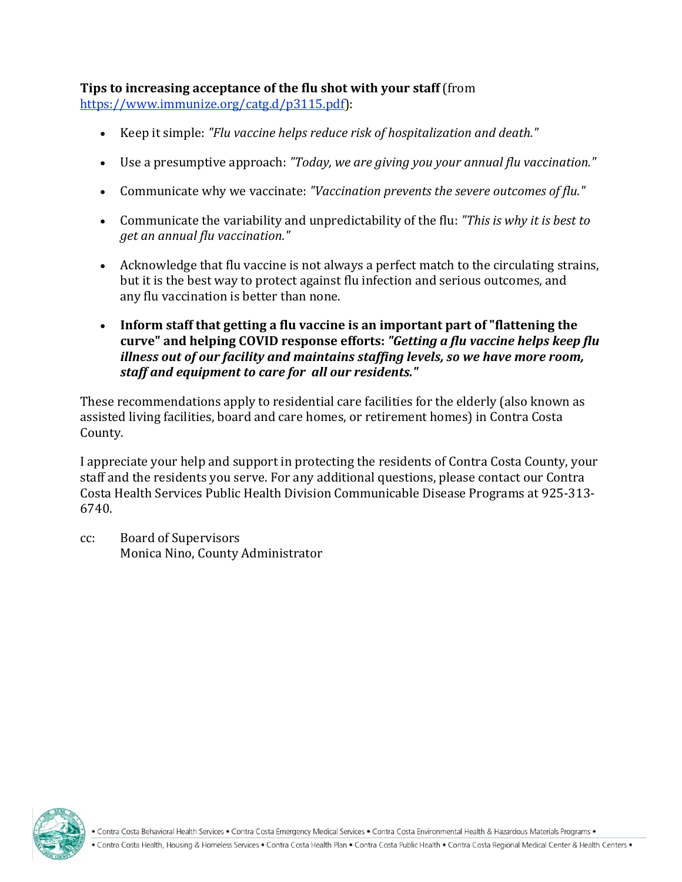**Tips to increasing acceptance of the flu shot with your staff** (from [https://www.immunize.org/catg.d/p3115.pdf](https://www.immunize.org/catg.d/p3115.pdf)):

- Keep it simple: *"Flu vaccine helps reduce risk of hospitalization and death."*
- Use a presumptive approach: *"Today, we are giving you your annual flu vaccination."*
- Communicate why we vaccinate: *"Vaccination prevents the severe outcomes of flu."*
- Communicate the variability and unpredictability of the flu: *"This is why it is best to get an annual flu vaccination."*
- Acknowledge that flu vaccine is not always a perfect match to the circulating strains, but it is the best way to protect against flu infection and serious outcomes, and any flu vaccination is better than none.
- **Inform staff that getting a flu vaccine is an important part of "flattening the curve" and helping COVID response efforts: *"Getting a flu vaccine helps keep flu illness out of our facility and maintains staffing levels, so we have more room, staff and equipment to care for all our residents."***

These recommendations apply to residential care facilities for the elderly (also known as assisted living facilities, board and care homes, or retirement homes) in Contra Costa County.

I appreciate your help and support in protecting the residents of Contra Costa County, your staff and the residents you serve. For any additional questions, please contact our Contra Costa Health Services Public Health Division Communicable Disease Programs at 925-313-6740.

cc: Board of Supervisors
Monica Nino, County Administrator

• Contra Costa Behavioral Health Services • Contra Costa Emergency Medical Services • Contra Costa Environmental Health & Hazardous Materials Programs •
• Contra Costa Health, Housing & Homeless Services • Contra Costa Health Plan • Contra Costa Public Health • Contra Costa Regional Medical Center & Health Centers •